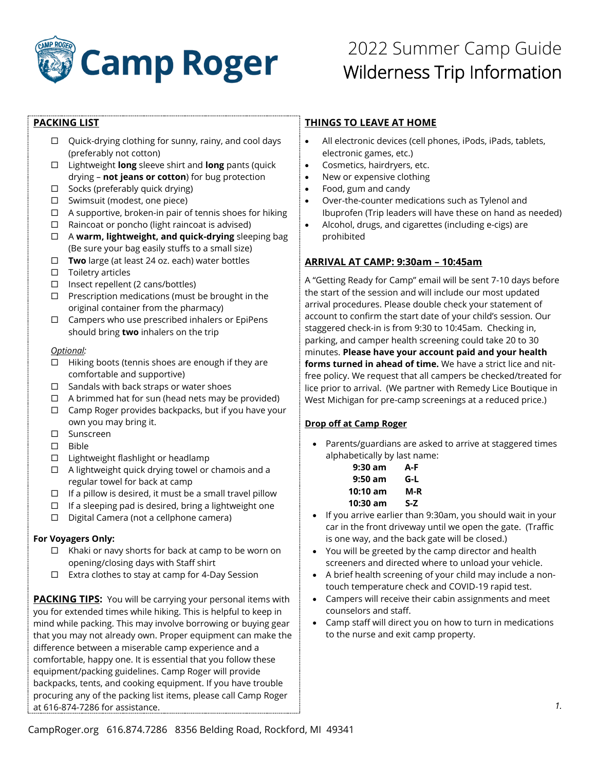# Camp Roger

## 2022 Summer Camp Guide
## Wilderness Trip Information

### PACKING LIST

- ☐ Quick-drying clothing for sunny, rainy, and cool days (preferably not cotton)
- ☐ Lightweight **long** sleeve shirt and **long** pants (quick drying – **not jeans or cotton**) for bug protection
- ☐ Socks (preferably quick drying)
- ☐ Swimsuit (modest, one piece)
- ☐ A supportive, broken-in pair of tennis shoes for hiking
- ☐ Raincoat or poncho (light raincoat is advised)
- ☐ A **warm, lightweight, and quick-drying** sleeping bag (Be sure your bag easily stuffs to a small size)
- ☐ **Two** large (at least 24 oz. each) water bottles
- ☐ Toiletry articles
- ☐ Insect repellent (2 cans/bottles)
- ☐ Prescription medications (must be brought in the original container from the pharmacy)
- ☐ Campers who use prescribed inhalers or EpiPens should bring **two** inhalers on the trip

*Optional:*

- ☐ Hiking boots (tennis shoes are enough if they are comfortable and supportive)
- ☐ Sandals with back straps or water shoes
- ☐ A brimmed hat for sun (head nets may be provided)
- ☐ Camp Roger provides backpacks, but if you have your own you may bring it.
- ☐ Sunscreen
- ☐ Bible
- ☐ Lightweight flashlight or headlamp
- ☐ A lightweight quick drying towel or chamois and a regular towel for back at camp
- ☐ If a pillow is desired, it must be a small travel pillow
- ☐ If a sleeping pad is desired, bring a lightweight one
- ☐ Digital Camera (not a cellphone camera)

**For Voyagers Only:**

- ☐ Khaki or navy shorts for back at camp to be worn on opening/closing days with Staff shirt
- ☐ Extra clothes to stay at camp for 4-Day Session

**PACKING TIPS:** You will be carrying your personal items with you for extended times while hiking. This is helpful to keep in mind while packing. This may involve borrowing or buying gear that you may not already own. Proper equipment can make the difference between a miserable camp experience and a comfortable, happy one. It is essential that you follow these equipment/packing guidelines. Camp Roger will provide backpacks, tents, and cooking equipment. If you have trouble procuring any of the packing list items, please call Camp Roger at 616-874-7286 for assistance.

### THINGS TO LEAVE AT HOME

- All electronic devices (cell phones, iPods, iPads, tablets, electronic games, etc.)
- Cosmetics, hairdryers, etc.
- New or expensive clothing
- Food, gum and candy
- Over-the-counter medications such as Tylenol and Ibuprofen (Trip leaders will have these on hand as needed)
- Alcohol, drugs, and cigarettes (including e-cigs) are prohibited

### ARRIVAL AT CAMP: 9:30am – 10:45am

A "Getting Ready for Camp" email will be sent 7-10 days before the start of the session and will include our most updated arrival procedures. Please double check your statement of account to confirm the start date of your child's session. Our staggered check-in is from 9:30 to 10:45am. Checking in, parking, and camper health screening could take 20 to 30 minutes. **Please have your account paid and your health forms turned in ahead of time.** We have a strict lice and nit-free policy. We request that all campers be checked/treated for lice prior to arrival. (We partner with Remedy Lice Boutique in West Michigan for pre-camp screenings at a reduced price.)

### Drop off at Camp Roger

- Parents/guardians are asked to arrive at staggered times alphabetically by last name:

| | |
|---|---|
| **9:30 am** | **A-F** |
| **9:50 am** | **G-L** |
| **10:10 am** | **M-R** |
| **10:30 am** | **S-Z** |

- If you arrive earlier than 9:30am, you should wait in your car in the front driveway until we open the gate. (Traffic is one way, and the back gate will be closed.)
- You will be greeted by the camp director and health screeners and directed where to unload your vehicle.
- A brief health screening of your child may include a non-touch temperature check and COVID-19 rapid test.
- Campers will receive their cabin assignments and meet counselors and staff.
- Camp staff will direct you on how to turn in medications to the nurse and exit camp property.

CampRoger.org 616.874.7286 8356 Belding Road, Rockford, MI 49341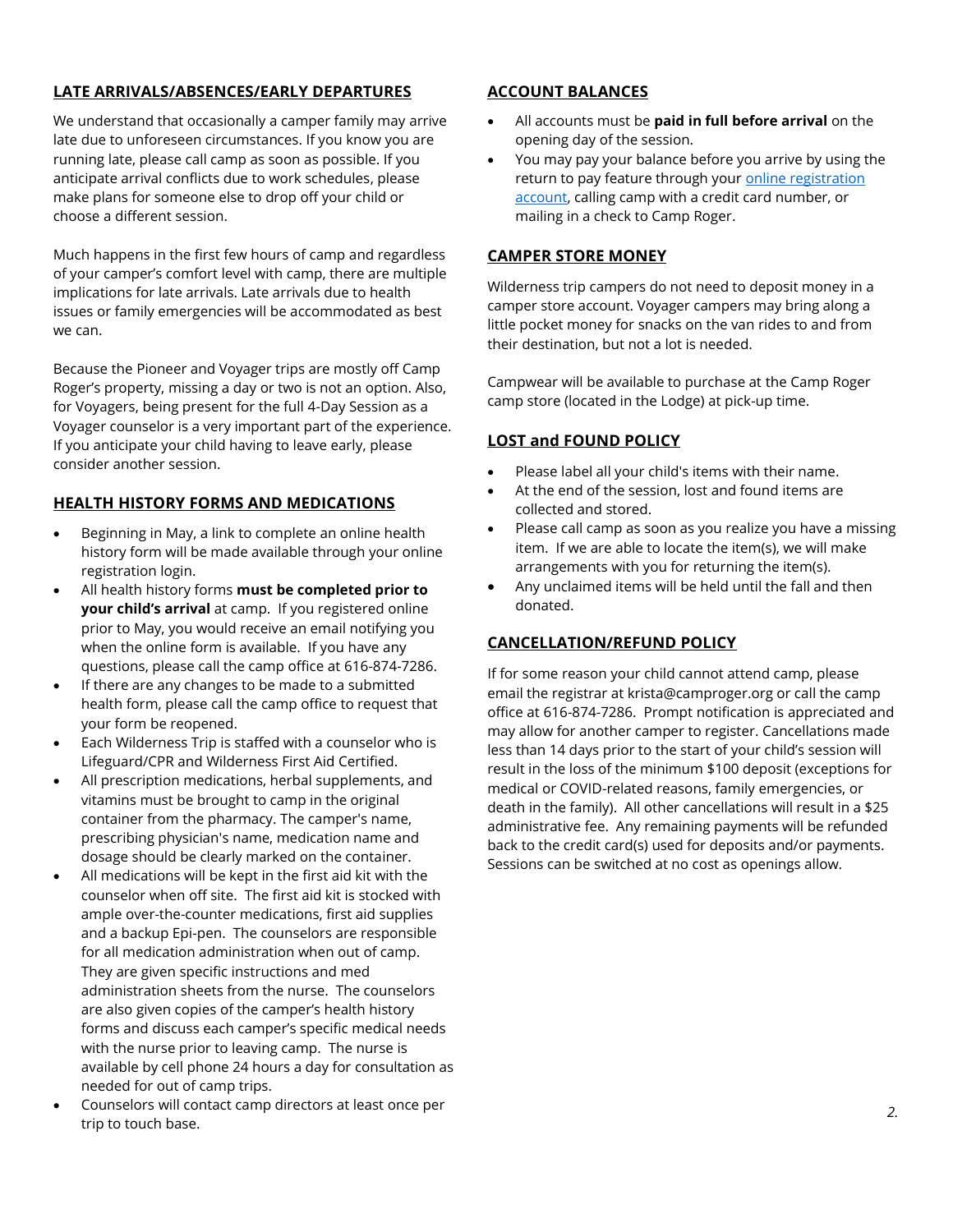## LATE ARRIVALS/ABSENCES/EARLY DEPARTURES

We understand that occasionally a camper family may arrive late due to unforeseen circumstances. If you know you are running late, please call camp as soon as possible. If you anticipate arrival conflicts due to work schedules, please make plans for someone else to drop off your child or choose a different session.

Much happens in the first few hours of camp and regardless of your camper's comfort level with camp, there are multiple implications for late arrivals. Late arrivals due to health issues or family emergencies will be accommodated as best we can.

Because the Pioneer and Voyager trips are mostly off Camp Roger's property, missing a day or two is not an option. Also, for Voyagers, being present for the full 4-Day Session as a Voyager counselor is a very important part of the experience. If you anticipate your child having to leave early, please consider another session.

## HEALTH HISTORY FORMS AND MEDICATIONS

- Beginning in May, a link to complete an online health history form will be made available through your online registration login.
- All health history forms **must be completed prior to your child's arrival** at camp. If you registered online prior to May, you would receive an email notifying you when the online form is available. If you have any questions, please call the camp office at 616-874-7286.
- If there are any changes to be made to a submitted health form, please call the camp office to request that your form be reopened.
- Each Wilderness Trip is staffed with a counselor who is Lifeguard/CPR and Wilderness First Aid Certified.
- All prescription medications, herbal supplements, and vitamins must be brought to camp in the original container from the pharmacy. The camper's name, prescribing physician's name, medication name and dosage should be clearly marked on the container.
- All medications will be kept in the first aid kit with the counselor when off site. The first aid kit is stocked with ample over-the-counter medications, first aid supplies and a backup Epi-pen. The counselors are responsible for all medication administration when out of camp. They are given specific instructions and med administration sheets from the nurse. The counselors are also given copies of the camper's health history forms and discuss each camper's specific medical needs with the nurse prior to leaving camp. The nurse is available by cell phone 24 hours a day for consultation as needed for out of camp trips.
- Counselors will contact camp directors at least once per trip to touch base.

## ACCOUNT BALANCES

- All accounts must be **paid in full before arrival** on the opening day of the session.
- You may pay your balance before you arrive by using the return to pay feature through your online registration account, calling camp with a credit card number, or mailing in a check to Camp Roger.

## CAMPER STORE MONEY

Wilderness trip campers do not need to deposit money in a camper store account. Voyager campers may bring along a little pocket money for snacks on the van rides to and from their destination, but not a lot is needed.

Campwear will be available to purchase at the Camp Roger camp store (located in the Lodge) at pick-up time.

## LOST and FOUND POLICY

- Please label all your child's items with their name.
- At the end of the session, lost and found items are collected and stored.
- Please call camp as soon as you realize you have a missing item. If we are able to locate the item(s), we will make arrangements with you for returning the item(s).
- Any unclaimed items will be held until the fall and then donated.

## CANCELLATION/REFUND POLICY

If for some reason your child cannot attend camp, please email the registrar at krista@camproger.org or call the camp office at 616-874-7286. Prompt notification is appreciated and may allow for another camper to register. Cancellations made less than 14 days prior to the start of your child's session will result in the loss of the minimum $100 deposit (exceptions for medical or COVID-related reasons, family emergencies, or death in the family). All other cancellations will result in a $25 administrative fee. Any remaining payments will be refunded back to the credit card(s) used for deposits and/or payments. Sessions can be switched at no cost as openings allow.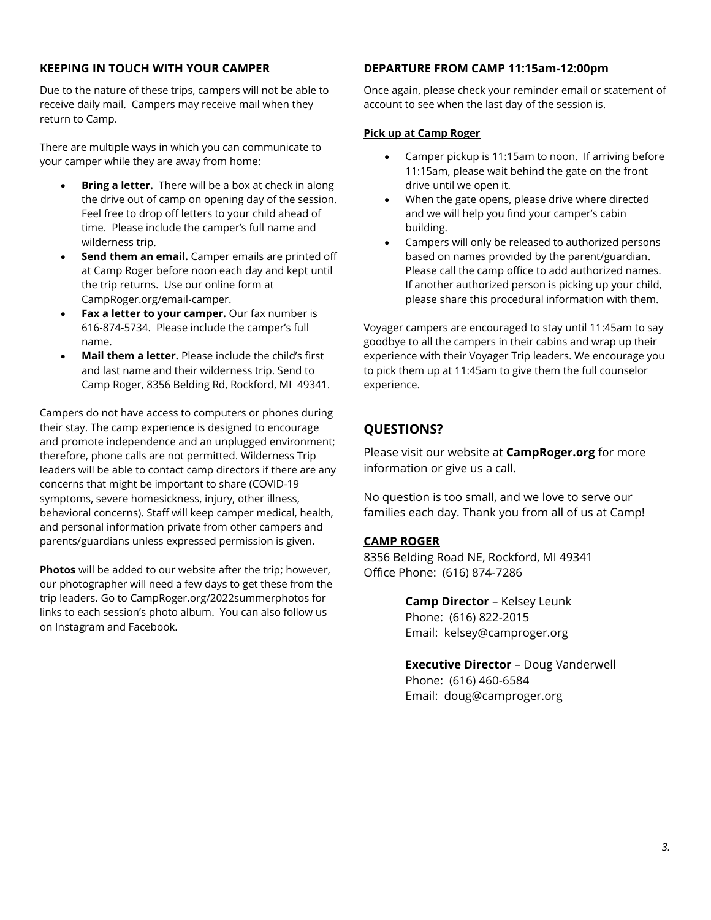## KEEPING IN TOUCH WITH YOUR CAMPER

Due to the nature of these trips, campers will not be able to receive daily mail. Campers may receive mail when they return to Camp.

There are multiple ways in which you can communicate to your camper while they are away from home:

- **Bring a letter.** There will be a box at check in along the drive out of camp on opening day of the session. Feel free to drop off letters to your child ahead of time. Please include the camper's full name and wilderness trip.
- **Send them an email.** Camper emails are printed off at Camp Roger before noon each day and kept until the trip returns. Use our online form at CampRoger.org/email-camper.
- **Fax a letter to your camper.** Our fax number is 616-874-5734. Please include the camper's full name.
- **Mail them a letter.** Please include the child's first and last name and their wilderness trip. Send to Camp Roger, 8356 Belding Rd, Rockford, MI 49341.

Campers do not have access to computers or phones during their stay. The camp experience is designed to encourage and promote independence and an unplugged environment; therefore, phone calls are not permitted. Wilderness Trip leaders will be able to contact camp directors if there are any concerns that might be important to share (COVID-19 symptoms, severe homesickness, injury, other illness, behavioral concerns). Staff will keep camper medical, health, and personal information private from other campers and parents/guardians unless expressed permission is given.

**Photos** will be added to our website after the trip; however, our photographer will need a few days to get these from the trip leaders. Go to CampRoger.org/2022summerphotos for links to each session's photo album. You can also follow us on Instagram and Facebook.

## DEPARTURE FROM CAMP 11:15am-12:00pm

Once again, please check your reminder email or statement of account to see when the last day of the session is.

### Pick up at Camp Roger

- Camper pickup is 11:15am to noon. If arriving before 11:15am, please wait behind the gate on the front drive until we open it.
- When the gate opens, please drive where directed and we will help you find your camper's cabin building.
- Campers will only be released to authorized persons based on names provided by the parent/guardian. Please call the camp office to add authorized names. If another authorized person is picking up your child, please share this procedural information with them.

Voyager campers are encouraged to stay until 11:45am to say goodbye to all the campers in their cabins and wrap up their experience with their Voyager Trip leaders. We encourage you to pick them up at 11:45am to give them the full counselor experience.

## QUESTIONS?

Please visit our website at **CampRoger.org** for more information or give us a call.

No question is too small, and we love to serve our families each day. Thank you from all of us at Camp!

### CAMP ROGER

8356 Belding Road NE, Rockford, MI 49341
Office Phone: (616) 874-7286

**Camp Director** – Kelsey Leunk
Phone: (616) 822-2015
Email: kelsey@camproger.org

**Executive Director** – Doug Vanderwell
Phone: (616) 460-6584
Email: doug@camproger.org